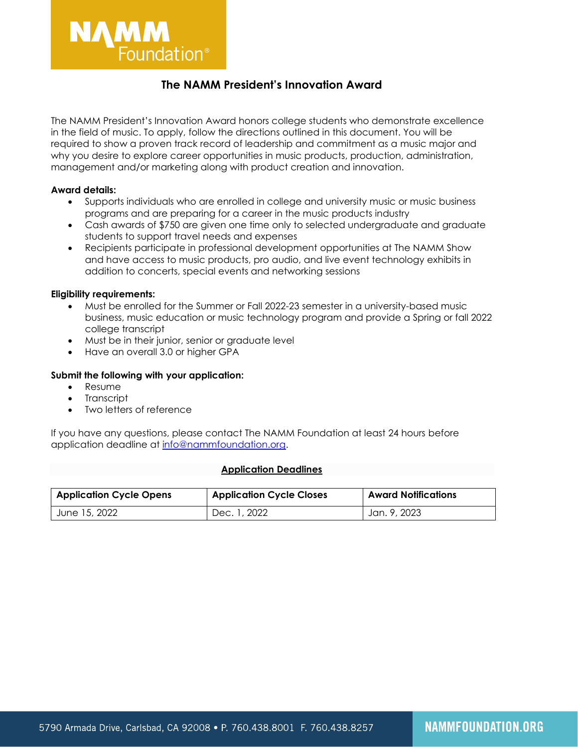NAMM Foundation®

# The NAMM President's Innovation Award

The NAMM President's Innovation Award honors college students who demonstrate excellence in the field of music. To apply, follow the directions outlined in this document. You will be required to show a proven track record of leadership and commitment as a music major and why you desire to explore career opportunities in music products, production, administration, management and/or marketing along with product creation and innovation.

**Award details:**

- Supports individuals who are enrolled in college and university music or music business programs and are preparing for a career in the music products industry
- Cash awards of $750 are given one time only to selected undergraduate and graduate students to support travel needs and expenses
- Recipients participate in professional development opportunities at The NAMM Show and have access to music products, pro audio, and live event technology exhibits in addition to concerts, special events and networking sessions

**Eligibility requirements:**

- Must be enrolled for the Summer or Fall 2022-23 semester in a university-based music business, music education or music technology program and provide a Spring or fall 2022 college transcript
- Must be in their junior, senior or graduate level
- Have an overall 3.0 or higher GPA

**Submit the following with your application:**

- Resume
- Transcript
- Two letters of reference

If you have any questions, please contact The NAMM Foundation at least 24 hours before application deadline at info@nammfoundation.org.

**Application Deadlines**

| Application Cycle Opens | Application Cycle Closes | Award Notifications |
| --- | --- | --- |
| June 15, 2022 | Dec. 1, 2022 | Jan. 9, 2023 |

5790 Armada Drive, Carlsbad, CA 92008 • P. 760.438.8001 F. 760.438.8257 NAMMFOUNDATION.ORG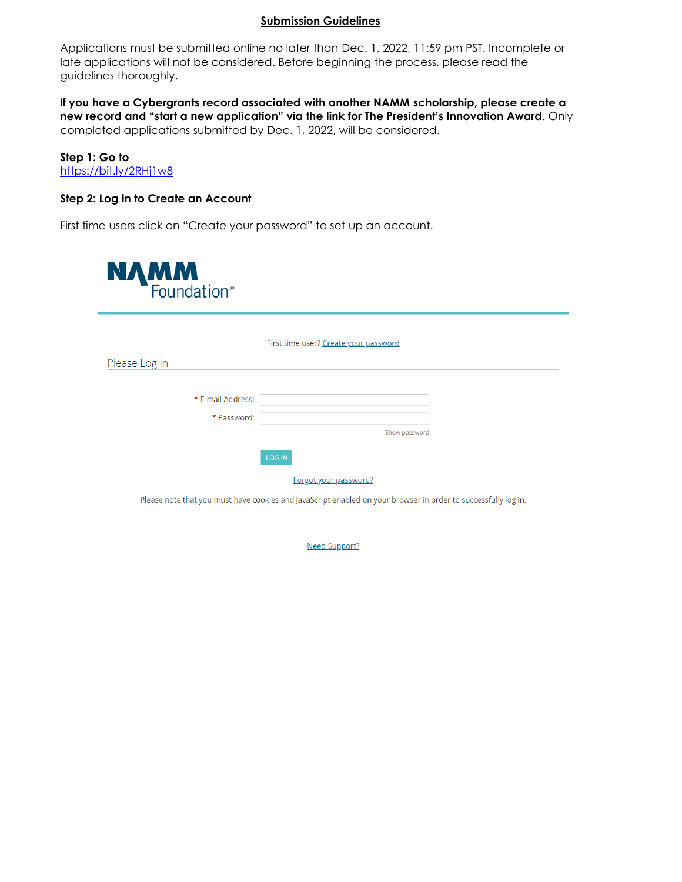## Submission Guidelines

Applications must be submitted online no later than Dec. 1, 2022, 11:59 pm PST. Incomplete or late applications will not be considered. Before beginning the process, please read the guidelines thoroughly.

**If you have a Cybergrants record associated with another NAMM scholarship, please create a new record and "start a new application" via the link for The President's Innovation Award**. Only completed applications submitted by Dec. 1, 2022, will be considered.

**Step 1: Go to**
https://bit.ly/2RHj1w8

**Step 2: Log in to Create an Account**

First time users click on "Create your password" to set up an account.

NAMM Foundation®

First time user? Create your password

Please Log In

\* E-mail Address:

\* Password:

Show password

LOG IN

Forgot your password?

Please note that you must have cookies and JavaScript enabled on your browser in order to successfully log in.

Need Support?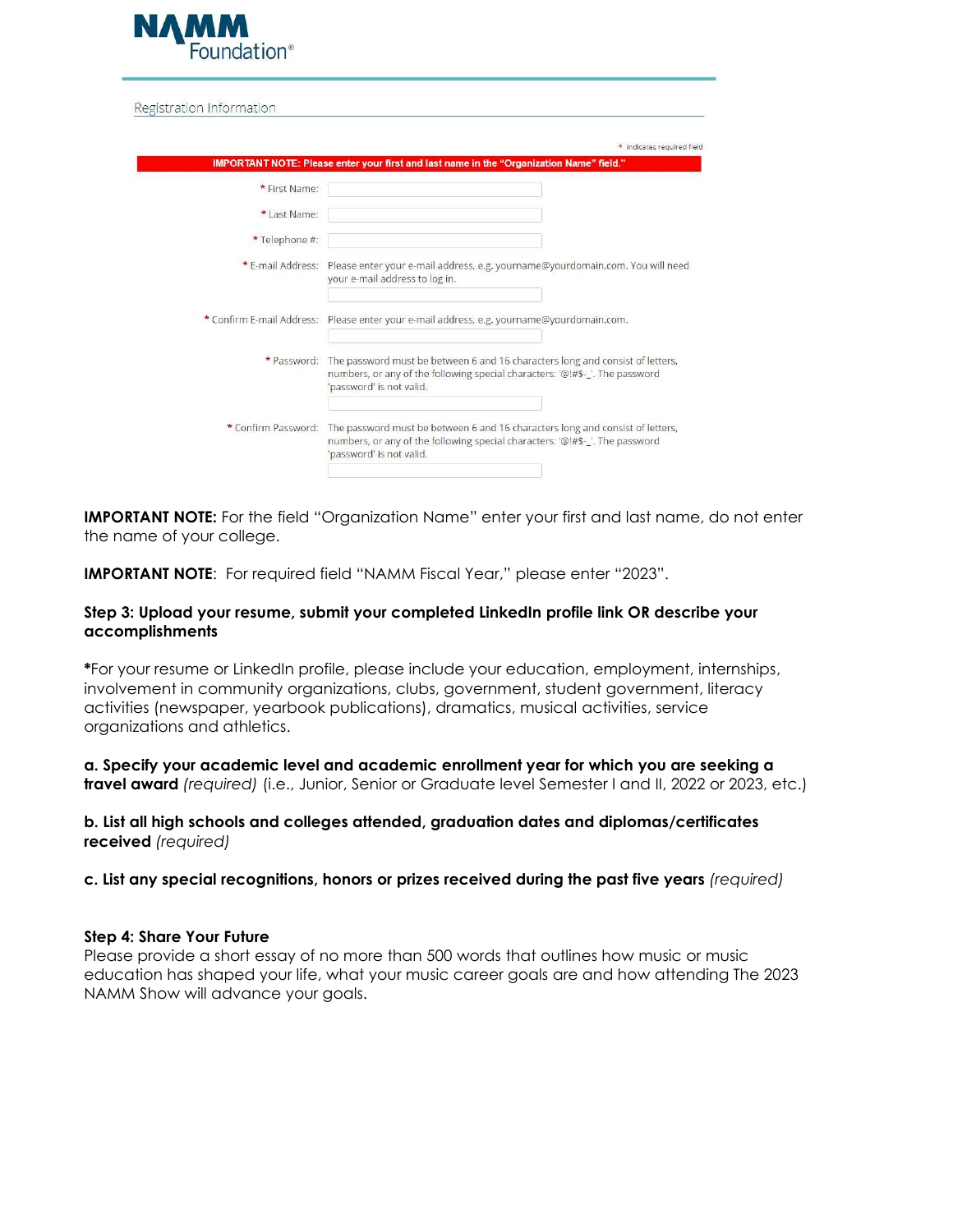NAMM Foundation®

Registration Information

\* Indicates required field

**IMPORTANT NOTE: Please enter your first and last name in the "Organization Name" field."**

\* First Name:

\* Last Name:

\* Telephone #:

\* E-mail Address: Please enter your e-mail address, e.g. yourname@yourdomain.com. You will need your e-mail address to log in.

\* Confirm E-mail Address: Please enter your e-mail address, e.g. yourname@yourdomain.com.

\* Password: The password must be between 6 and 16 characters long and consist of letters, numbers, or any of the following special characters: '@!#$-_'. The password 'password' is not valid.

\* Confirm Password: The password must be between 6 and 16 characters long and consist of letters, numbers, or any of the following special characters: '@!#$-_'. The password 'password' is not valid.

**IMPORTANT NOTE:** For the field "Organization Name" enter your first and last name, do not enter the name of your college.

**IMPORTANT NOTE**: For required field "NAMM Fiscal Year," please enter "2023".

**Step 3: Upload your resume, submit your completed LinkedIn profile link OR describe your accomplishments**

**\***For your resume or LinkedIn profile, please include your education, employment, internships, involvement in community organizations, clubs, government, student government, literacy activities (newspaper, yearbook publications), dramatics, musical activities, service organizations and athletics.

**a. Specify your academic level and academic enrollment year for which you are seeking a travel award** *(required)* (i.e., Junior, Senior or Graduate level Semester I and II, 2022 or 2023, etc.)

**b. List all high schools and colleges attended, graduation dates and diplomas/certificates received** *(required)*

**c. List any special recognitions, honors or prizes received during the past five years** *(required)*

**Step 4: Share Your Future**

Please provide a short essay of no more than 500 words that outlines how music or music education has shaped your life, what your music career goals are and how attending The 2023 NAMM Show will advance your goals.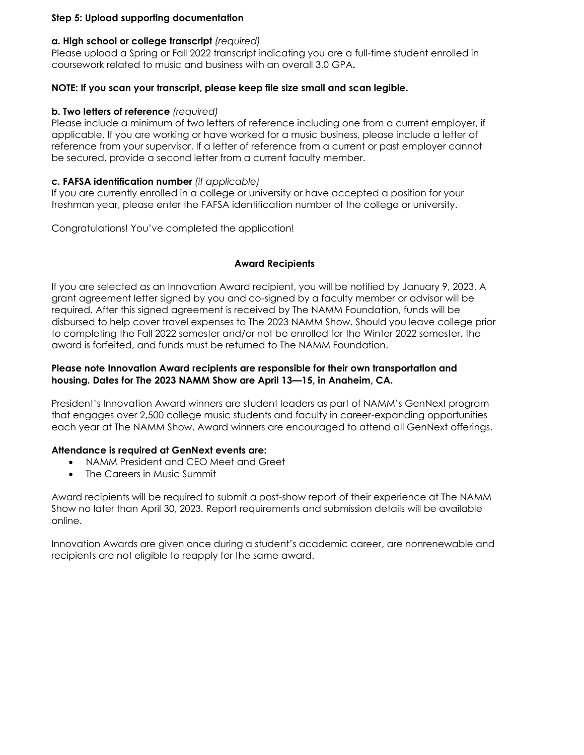**Step 5: Upload supporting documentation**

**a. High school or college transcript** *(required)*
Please upload a Spring or Fall 2022 transcript indicating you are a full-time student enrolled in coursework related to music and business with an overall 3.0 GPA**.**

**NOTE: If you scan your transcript, please keep file size small and scan legible.**

**b. Two letters of reference** *(required)*
Please include a minimum of two letters of reference including one from a current employer, if applicable. If you are working or have worked for a music business, please include a letter of reference from your supervisor. If a letter of reference from a current or past employer cannot be secured, provide a second letter from a current faculty member.

**c. FAFSA identification number** *(if applicable)*
If you are currently enrolled in a college or university or have accepted a position for your freshman year, please enter the FAFSA identification number of the college or university.

Congratulations! You've completed the application!

## Award Recipients

If you are selected as an Innovation Award recipient, you will be notified by January 9, 2023. A grant agreement letter signed by you and co-signed by a faculty member or advisor will be required. After this signed agreement is received by The NAMM Foundation, funds will be disbursed to help cover travel expenses to The 2023 NAMM Show. Should you leave college prior to completing the Fall 2022 semester and/or not be enrolled for the Winter 2022 semester, the award is forfeited, and funds must be returned to The NAMM Foundation.

**Please note Innovation Award recipients are responsible for their own transportation and housing. Dates for The 2023 NAMM Show are April 13—15, in Anaheim, CA.**

President's Innovation Award winners are student leaders as part of NAMM's GenNext program that engages over 2,500 college music students and faculty in career-expanding opportunities each year at The NAMM Show. Award winners are encouraged to attend all GenNext offerings.

**Attendance is required at GenNext events are:**

- NAMM President and CEO Meet and Greet
- The Careers in Music Summit

Award recipients will be required to submit a post-show report of their experience at The NAMM Show no later than April 30, 2023. Report requirements and submission details will be available online.

Innovation Awards are given once during a student's academic career, are nonrenewable and recipients are not eligible to reapply for the same award.